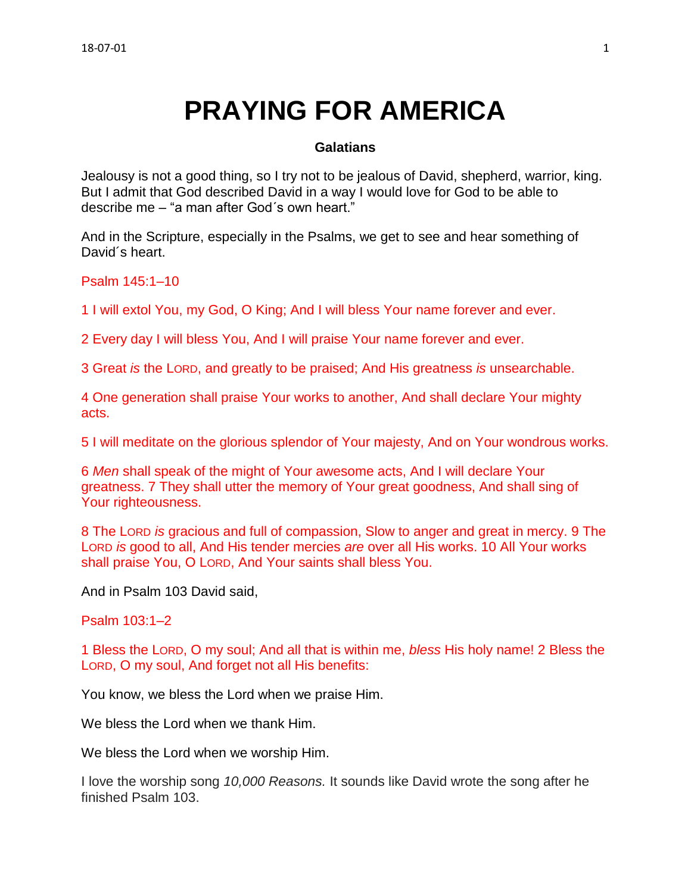# PRAYING FOR AMERICA

**Galatians**

Jealousy is not a good thing, so I try not to be jealous of David, shepherd, warrior, king. But I admit that God described David in a way I would love for God to be able to describe me – "a man after God´s own heart."

And in the Scripture, especially in the Psalms, we get to see and hear something of David´s heart.

Psalm 145:1–10

1 I will extol You, my God, O King; And I will bless Your name forever and ever.

2 Every day I will bless You, And I will praise Your name forever and ever.

3 Great *is* the LORD, and greatly to be praised; And His greatness *is* unsearchable.

4 One generation shall praise Your works to another, And shall declare Your mighty acts.

5 I will meditate on the glorious splendor of Your majesty, And on Your wondrous works.

6 *Men* shall speak of the might of Your awesome acts, And I will declare Your greatness. 7 They shall utter the memory of Your great goodness, And shall sing of Your righteousness.

8 The LORD *is* gracious and full of compassion, Slow to anger and great in mercy. 9 The LORD *is* good to all, And His tender mercies *are* over all His works. 10 All Your works shall praise You, O LORD, And Your saints shall bless You.

And in Psalm 103 David said,

Psalm 103:1–2

1 Bless the LORD, O my soul; And all that is within me, *bless* His holy name! 2 Bless the LORD, O my soul, And forget not all His benefits:

You know, we bless the Lord when we praise Him.

We bless the Lord when we thank Him.

We bless the Lord when we worship Him.

I love the worship song *10,000 Reasons.* It sounds like David wrote the song after he finished Psalm 103.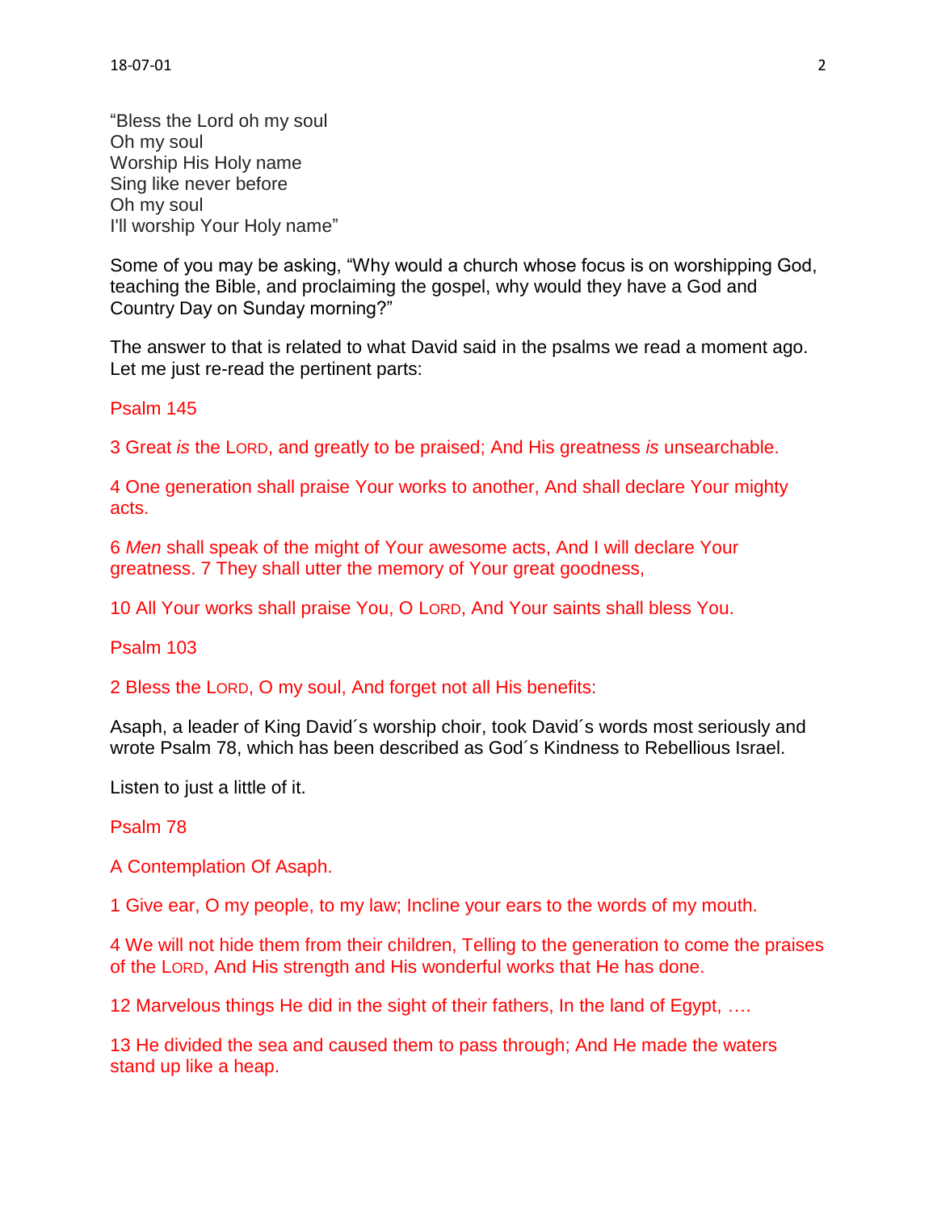"Bless the Lord oh my soul
Oh my soul
Worship His Holy name
Sing like never before
Oh my soul
I'll worship Your Holy name"

Some of you may be asking, "Why would a church whose focus is on worshipping God, teaching the Bible, and proclaiming the gospel, why would they have a God and Country Day on Sunday morning?"

The answer to that is related to what David said in the psalms we read a moment ago. Let me just re-read the pertinent parts:

Psalm 145

3 Great *is* the LORD, and greatly to be praised; And His greatness *is* unsearchable.

4 One generation shall praise Your works to another, And shall declare Your mighty acts.

6 *Men* shall speak of the might of Your awesome acts, And I will declare Your greatness. 7 They shall utter the memory of Your great goodness,

10 All Your works shall praise You, O LORD, And Your saints shall bless You.

Psalm 103

2 Bless the LORD, O my soul, And forget not all His benefits:

Asaph, a leader of King David´s worship choir, took David´s words most seriously and wrote Psalm 78, which has been described as God´s Kindness to Rebellious Israel.

Listen to just a little of it.

Psalm 78

A Contemplation Of Asaph.

1 Give ear, O my people, to my law; Incline your ears to the words of my mouth.

4 We will not hide them from their children, Telling to the generation to come the praises of the LORD, And His strength and His wonderful works that He has done.

12 Marvelous things He did in the sight of their fathers, In the land of Egypt, ….

13 He divided the sea and caused them to pass through; And He made the waters stand up like a heap.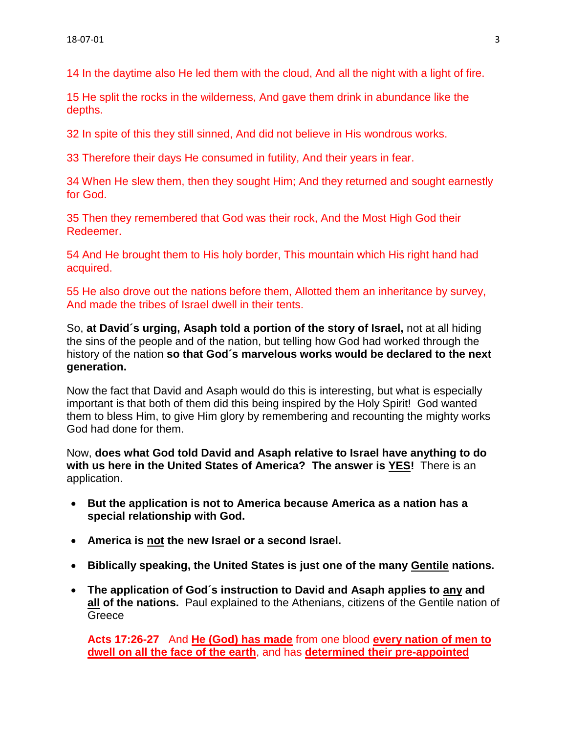14 In the daytime also He led them with the cloud, And all the night with a light of fire.

15 He split the rocks in the wilderness, And gave them drink in abundance like the depths.

32 In spite of this they still sinned, And did not believe in His wondrous works.

33 Therefore their days He consumed in futility, And their years in fear.

34 When He slew them, then they sought Him; And they returned and sought earnestly for God.

35 Then they remembered that God was their rock, And the Most High God their Redeemer.

54 And He brought them to His holy border, This mountain which His right hand had acquired.

55 He also drove out the nations before them, Allotted them an inheritance by survey, And made the tribes of Israel dwell in their tents.

So, **at David´s urging, Asaph told a portion of the story of Israel,** not at all hiding the sins of the people and of the nation, but telling how God had worked through the history of the nation **so that God´s marvelous works would be declared to the next generation.**

Now the fact that David and Asaph would do this is interesting, but what is especially important is that both of them did this being inspired by the Holy Spirit! God wanted them to bless Him, to give Him glory by remembering and recounting the mighty works God had done for them.

Now, **does what God told David and Asaph relative to Israel have anything to do with us here in the United States of America? The answer is <u>YES</u>!** There is an application.

- **But the application is not to America because America as a nation has a special relationship with God.**
- **America is <u>not</u> the new Israel or a second Israel.**
- **Biblically speaking, the United States is just one of the many <u>Gentile</u> nations.**
- **The application of God´s instruction to David and Asaph applies to <u>any</u> and <u>all</u> of the nations.** Paul explained to the Athenians, citizens of the Gentile nation of Greece

  **Acts 17:26-27** And **<u>He (God) has made</u>** from one blood **<u>every nation of men to dwell on all the face of the earth</u>**, and has **<u>determined their pre-appointed</u>**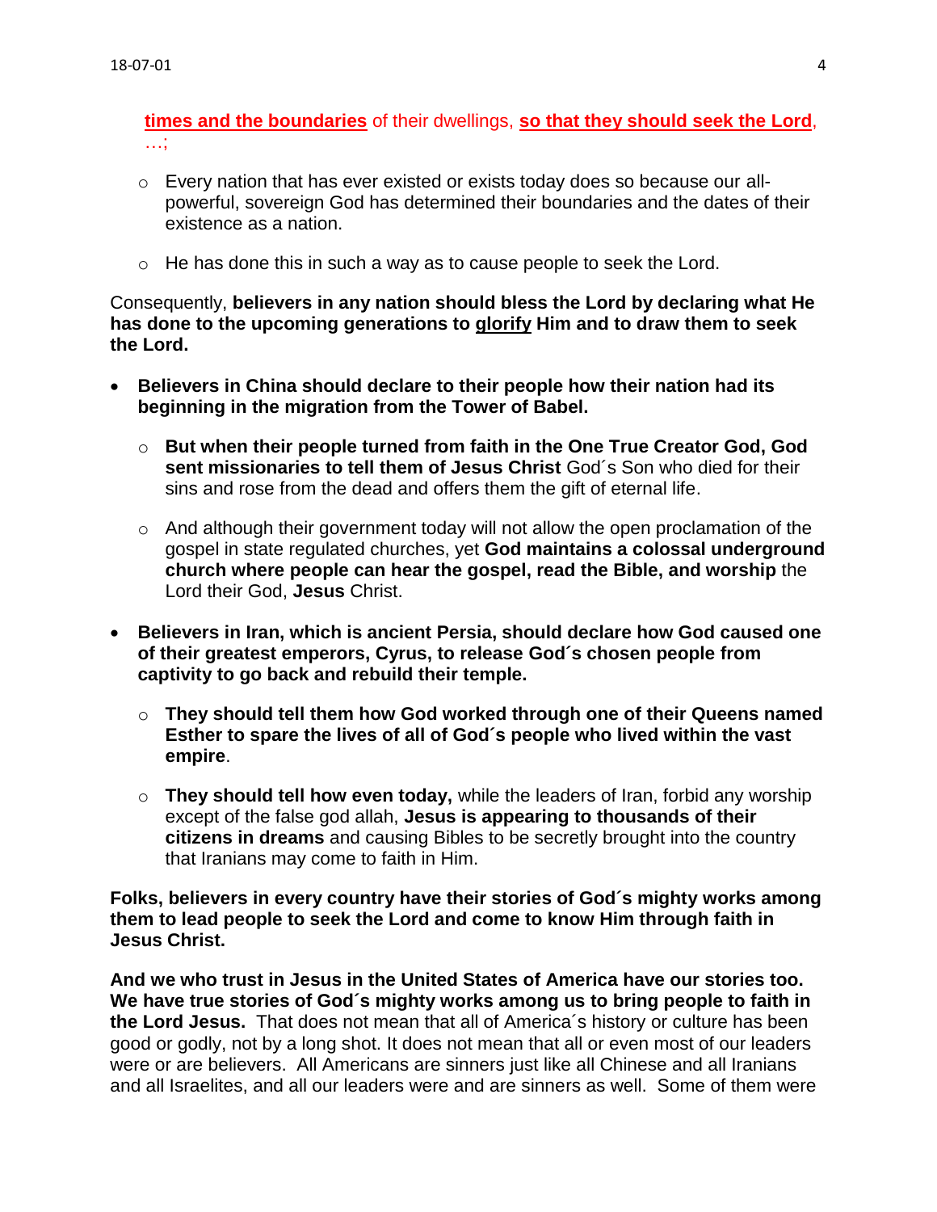**times and the boundaries** of their dwellings, **so that they should seek the Lord**, …;

- Every nation that has ever existed or exists today does so because our all-powerful, sovereign God has determined their boundaries and the dates of their existence as a nation.

- He has done this in such a way as to cause people to seek the Lord.

Consequently, **believers in any nation should bless the Lord by declaring what He has done to the upcoming generations to glorify Him and to draw them to seek the Lord.**

- **Believers in China should declare to their people how their nation had its beginning in the migration from the Tower of Babel.**
  - **But when their people turned from faith in the One True Creator God, God sent missionaries to tell them of Jesus Christ** God´s Son who died for their sins and rose from the dead and offers them the gift of eternal life.
  - And although their government today will not allow the open proclamation of the gospel in state regulated churches, yet **God maintains a colossal underground church where people can hear the gospel, read the Bible, and worship** the Lord their God, **Jesus** Christ.

- **Believers in Iran, which is ancient Persia, should declare how God caused one of their greatest emperors, Cyrus, to release God´s chosen people from captivity to go back and rebuild their temple.**
  - **They should tell them how God worked through one of their Queens named Esther to spare the lives of all of God´s people who lived within the vast empire**.
  - **They should tell how even today,** while the leaders of Iran, forbid any worship except of the false god allah, **Jesus is appearing to thousands of their citizens in dreams** and causing Bibles to be secretly brought into the country that Iranians may come to faith in Him.

**Folks, believers in every country have their stories of God´s mighty works among them to lead people to seek the Lord and come to know Him through faith in Jesus Christ.**

**And we who trust in Jesus in the United States of America have our stories too. We have true stories of God´s mighty works among us to bring people to faith in the Lord Jesus.** That does not mean that all of America´s history or culture has been good or godly, not by a long shot. It does not mean that all or even most of our leaders were or are believers. All Americans are sinners just like all Chinese and all Iranians and all Israelites, and all our leaders were and are sinners as well. Some of them were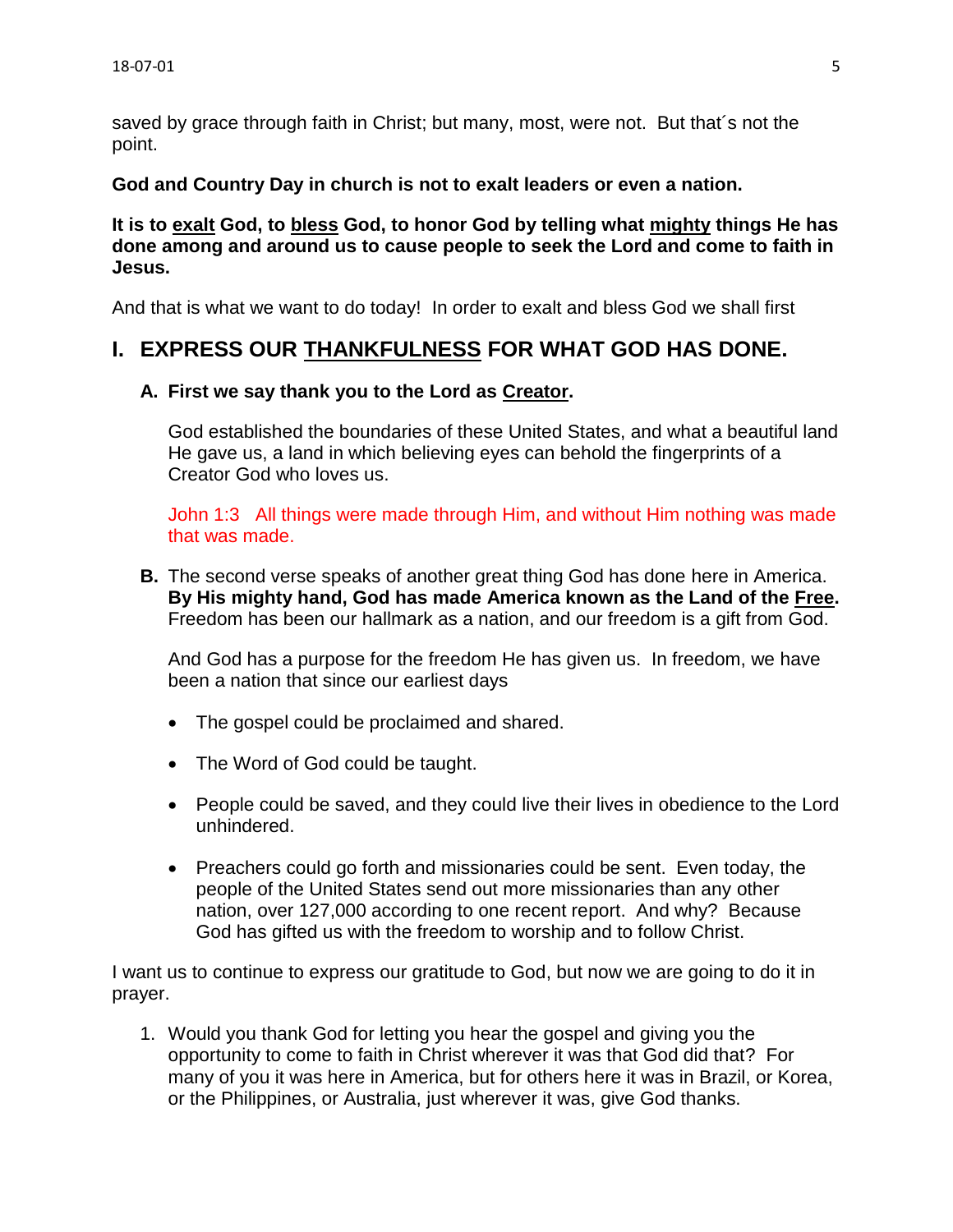saved by grace through faith in Christ; but many, most, were not. But that´s not the point.

**God and Country Day in church is not to exalt leaders or even a nation.**

**It is to <u>exalt</u> God, to <u>bless</u> God, to honor God by telling what <u>mighty</u> things He has done among and around us to cause people to seek the Lord and come to faith in Jesus.**

And that is what we want to do today! In order to exalt and bless God we shall first

## I. EXPRESS OUR <u>THANKFULNESS</u> FOR WHAT GOD HAS DONE.

### A. First we say thank you to the Lord as <u>Creator</u>.

God established the boundaries of these United States, and what a beautiful land He gave us, a land in which believing eyes can behold the fingerprints of a Creator God who loves us.

John 1:3 All things were made through Him, and without Him nothing was made that was made.

**B.** The second verse speaks of another great thing God has done here in America. **By His mighty hand, God has made America known as the Land of the <u>Free</u>.** Freedom has been our hallmark as a nation, and our freedom is a gift from God.

And God has a purpose for the freedom He has given us. In freedom, we have been a nation that since our earliest days

- The gospel could be proclaimed and shared.
- The Word of God could be taught.
- People could be saved, and they could live their lives in obedience to the Lord unhindered.
- Preachers could go forth and missionaries could be sent. Even today, the people of the United States send out more missionaries than any other nation, over 127,000 according to one recent report. And why? Because God has gifted us with the freedom to worship and to follow Christ.

I want us to continue to express our gratitude to God, but now we are going to do it in prayer.

1. Would you thank God for letting you hear the gospel and giving you the opportunity to come to faith in Christ wherever it was that God did that? For many of you it was here in America, but for others here it was in Brazil, or Korea, or the Philippines, or Australia, just wherever it was, give God thanks.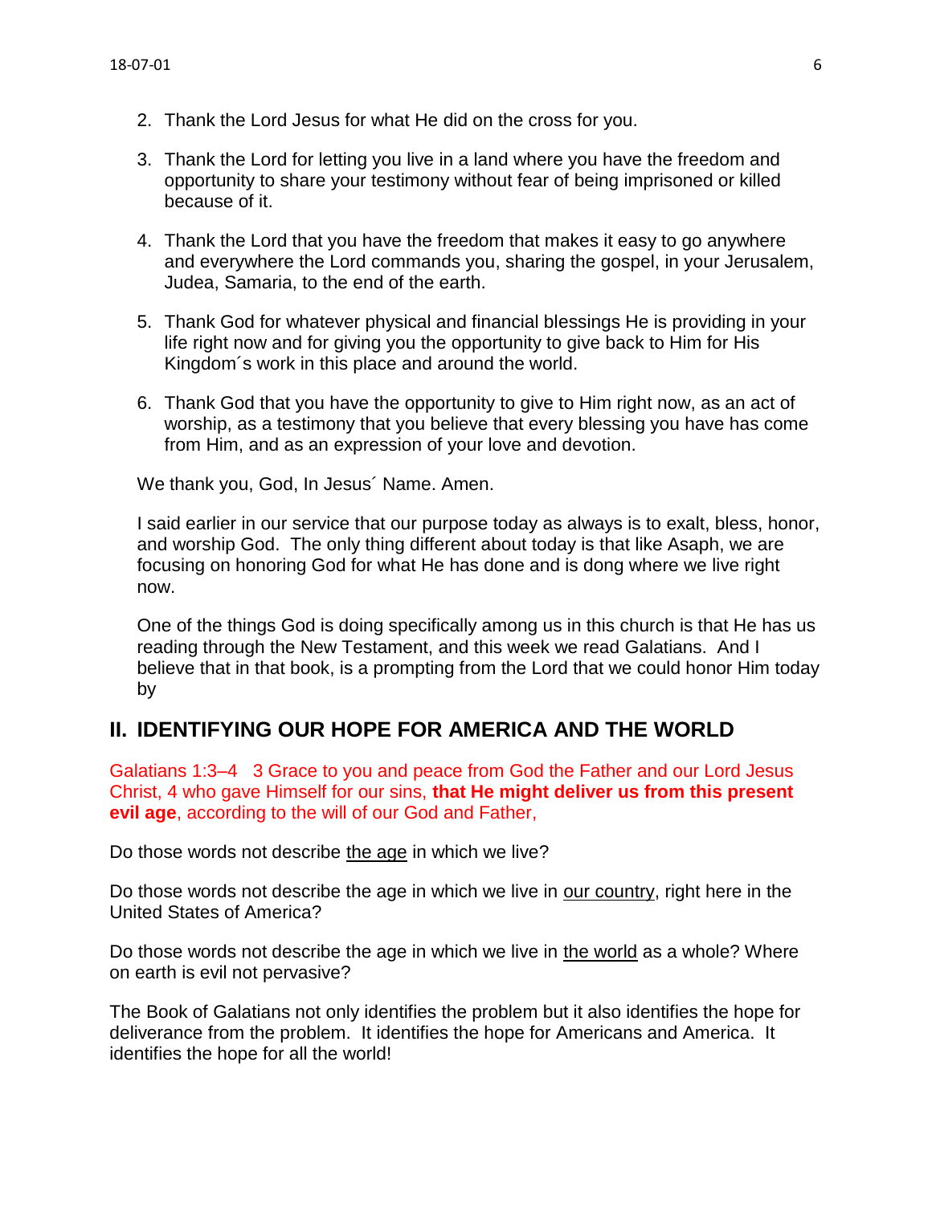2. Thank the Lord Jesus for what He did on the cross for you.

3. Thank the Lord for letting you live in a land where you have the freedom and opportunity to share your testimony without fear of being imprisoned or killed because of it.

4. Thank the Lord that you have the freedom that makes it easy to go anywhere and everywhere the Lord commands you, sharing the gospel, in your Jerusalem, Judea, Samaria, to the end of the earth.

5. Thank God for whatever physical and financial blessings He is providing in your life right now and for giving you the opportunity to give back to Him for His Kingdom´s work in this place and around the world.

6. Thank God that you have the opportunity to give to Him right now, as an act of worship, as a testimony that you believe that every blessing you have has come from Him, and as an expression of your love and devotion.

We thank you, God, In Jesus´ Name. Amen.

I said earlier in our service that our purpose today as always is to exalt, bless, honor, and worship God. The only thing different about today is that like Asaph, we are focusing on honoring God for what He has done and is dong where we live right now.

One of the things God is doing specifically among us in this church is that He has us reading through the New Testament, and this week we read Galatians. And I believe that in that book, is a prompting from the Lord that we could honor Him today by

## II. IDENTIFYING OUR HOPE FOR AMERICA AND THE WORLD

Galatians 1:3–4 3 Grace to you and peace from God the Father and our Lord Jesus Christ, 4 who gave Himself for our sins, **that He might deliver us from this present evil age**, according to the will of our God and Father,

Do those words not describe <u>the age</u> in which we live?

Do those words not describe the age in which we live in <u>our country</u>, right here in the United States of America?

Do those words not describe the age in which we live in <u>the world</u> as a whole? Where on earth is evil not pervasive?

The Book of Galatians not only identifies the problem but it also identifies the hope for deliverance from the problem. It identifies the hope for Americans and America. It identifies the hope for all the world!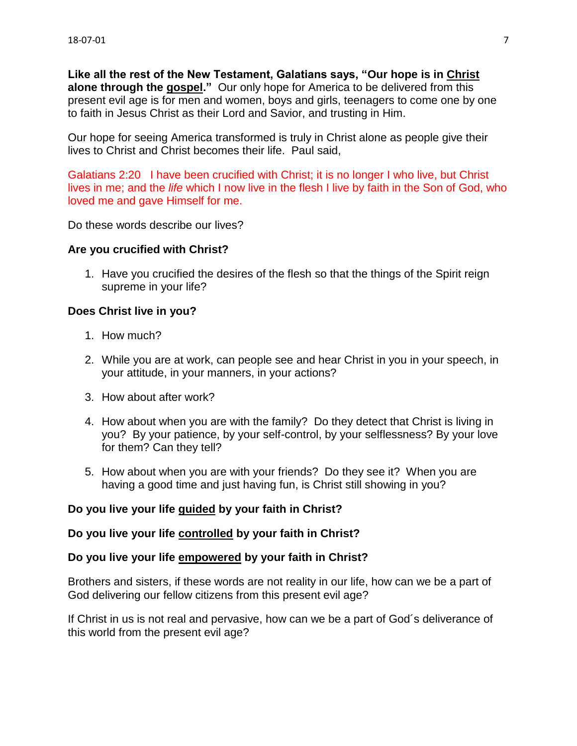**Like all the rest of the New Testament, Galatians says, "Our hope is in <u>Christ</u> alone through the <u>gospel</u>."** Our only hope for America to be delivered from this present evil age is for men and women, boys and girls, teenagers to come one by one to faith in Jesus Christ as their Lord and Savior, and trusting in Him.

Our hope for seeing America transformed is truly in Christ alone as people give their lives to Christ and Christ becomes their life. Paul said,

Galatians 2:20 I have been crucified with Christ; it is no longer I who live, but Christ lives in me; and the *life* which I now live in the flesh I live by faith in the Son of God, who loved me and gave Himself for me.

Do these words describe our lives?

**Are you crucified with Christ?**

1. Have you crucified the desires of the flesh so that the things of the Spirit reign supreme in your life?

**Does Christ live in you?**

1. How much?

2. While you are at work, can people see and hear Christ in you in your speech, in your attitude, in your manners, in your actions?

3. How about after work?

4. How about when you are with the family? Do they detect that Christ is living in you? By your patience, by your self-control, by your selflessness? By your love for them? Can they tell?

5. How about when you are with your friends? Do they see it? When you are having a good time and just having fun, is Christ still showing in you?

**Do you live your life <u>guided</u> by your faith in Christ?**

**Do you live your life <u>controlled</u> by your faith in Christ?**

**Do you live your life <u>empowered</u> by your faith in Christ?**

Brothers and sisters, if these words are not reality in our life, how can we be a part of God delivering our fellow citizens from this present evil age?

If Christ in us is not real and pervasive, how can we be a part of God´s deliverance of this world from the present evil age?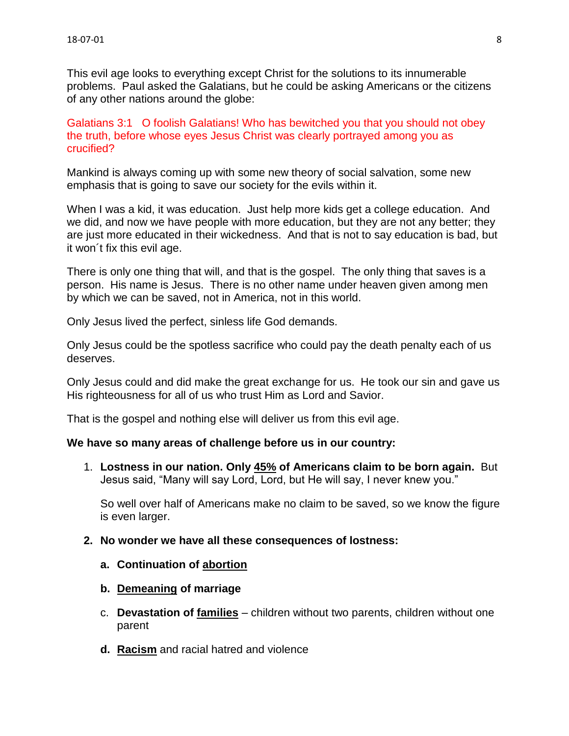This evil age looks to everything except Christ for the solutions to its innumerable problems. Paul asked the Galatians, but he could be asking Americans or the citizens of any other nations around the globe:

Galatians 3:1 O foolish Galatians! Who has bewitched you that you should not obey the truth, before whose eyes Jesus Christ was clearly portrayed among you as crucified?

Mankind is always coming up with some new theory of social salvation, some new emphasis that is going to save our society for the evils within it.

When I was a kid, it was education. Just help more kids get a college education. And we did, and now we have people with more education, but they are not any better; they are just more educated in their wickedness. And that is not to say education is bad, but it won´t fix this evil age.

There is only one thing that will, and that is the gospel. The only thing that saves is a person. His name is Jesus. There is no other name under heaven given among men by which we can be saved, not in America, not in this world.

Only Jesus lived the perfect, sinless life God demands.

Only Jesus could be the spotless sacrifice who could pay the death penalty each of us deserves.

Only Jesus could and did make the great exchange for us. He took our sin and gave us His righteousness for all of us who trust Him as Lord and Savior.

That is the gospel and nothing else will deliver us from this evil age.

**We have so many areas of challenge before us in our country:**

1. **Lostness in our nation. Only <u>45%</u> of Americans claim to be born again.** But Jesus said, "Many will say Lord, Lord, but He will say, I never knew you."

   So well over half of Americans make no claim to be saved, so we know the figure is even larger.

2. **No wonder we have all these consequences of lostness:**

   a. **Continuation of <u>abortion</u>**

   b. **<u>Demeaning</u> of marriage**

   c. **Devastation of <u>families</u>** – children without two parents, children without one parent

   d. **<u>Racism</u>** and racial hatred and violence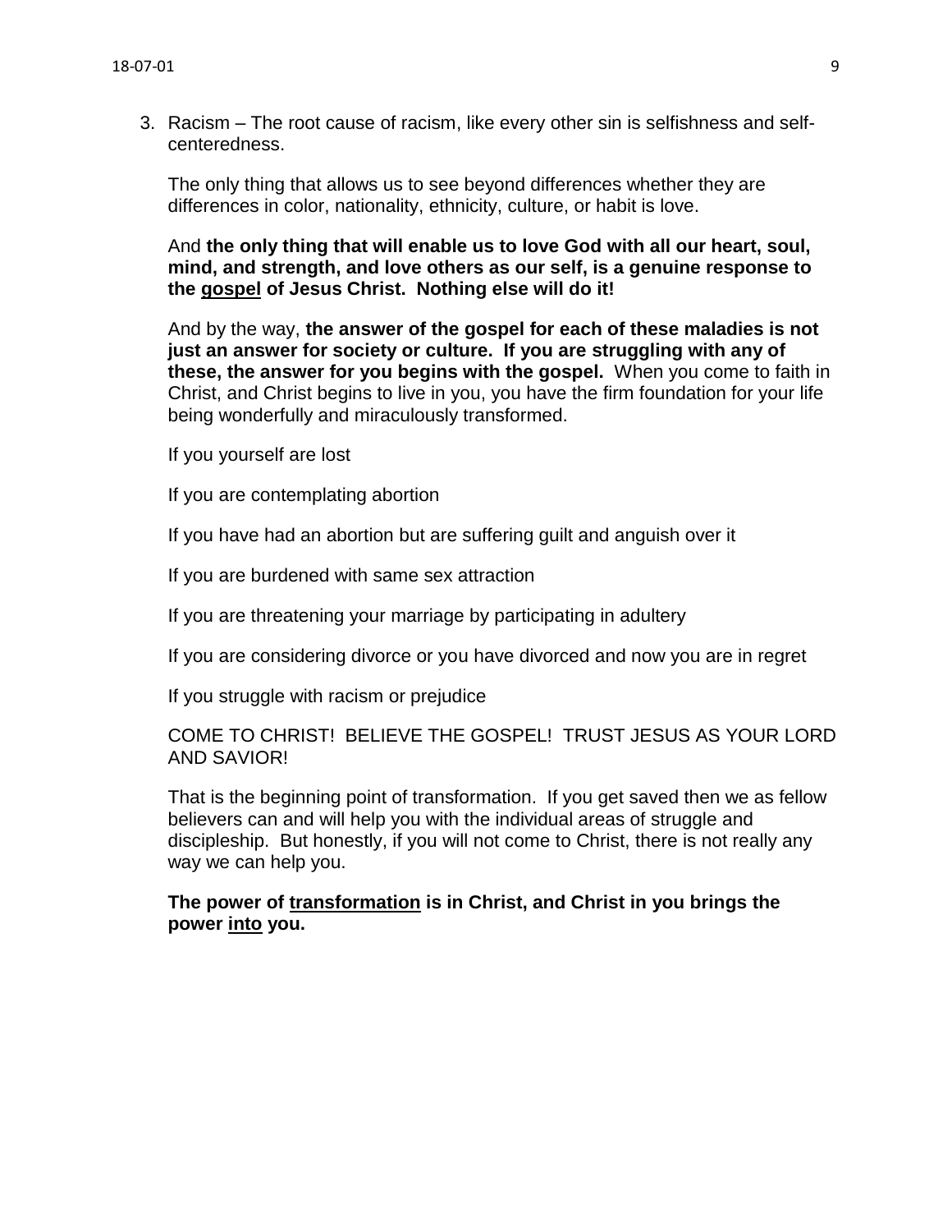3. Racism – The root cause of racism, like every other sin is selfishness and self-centeredness.

   The only thing that allows us to see beyond differences whether they are differences in color, nationality, ethnicity, culture, or habit is love.

   And **the only thing that will enable us to love God with all our heart, soul, mind, and strength, and love others as our self, is a genuine response to the <u>gospel</u> of Jesus Christ. Nothing else will do it!**

   And by the way, **the answer of the gospel for each of these maladies is not just an answer for society or culture. If you are struggling with any of these, the answer for you begins with the gospel.** When you come to faith in Christ, and Christ begins to live in you, you have the firm foundation for your life being wonderfully and miraculously transformed.

   If you yourself are lost

   If you are contemplating abortion

   If you have had an abortion but are suffering guilt and anguish over it

   If you are burdened with same sex attraction

   If you are threatening your marriage by participating in adultery

   If you are considering divorce or you have divorced and now you are in regret

   If you struggle with racism or prejudice

   COME TO CHRIST! BELIEVE THE GOSPEL! TRUST JESUS AS YOUR LORD AND SAVIOR!

   That is the beginning point of transformation. If you get saved then we as fellow believers can and will help you with the individual areas of struggle and discipleship. But honestly, if you will not come to Christ, there is not really any way we can help you.

   **The power of <u>transformation</u> is in Christ, and Christ in you brings the power <u>into</u> you.**